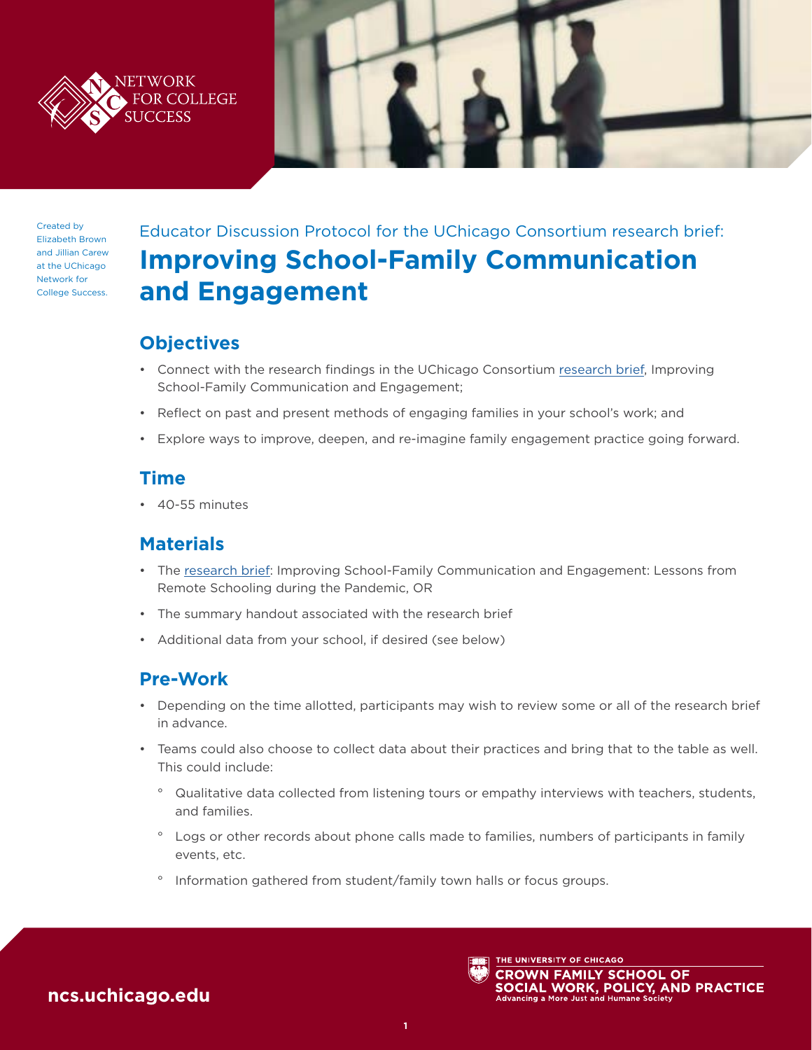NETWORK FOR COLLEGE SUCCESS

Created by Elizabeth Brown and Jillian Carew at the UChicago Network for College Success.

Educator Discussion Protocol for the UChicago Consortium research brief:

# Improving School-Family Communication and Engagement

## Objectives

- Connect with the research findings in the UChicago Consortium research brief, Improving School-Family Communication and Engagement;
- Reflect on past and present methods of engaging families in your school's work; and
- Explore ways to improve, deepen, and re-imagine family engagement practice going forward.

## Time

- 40-55 minutes

## Materials

- The research brief: Improving School-Family Communication and Engagement: Lessons from Remote Schooling during the Pandemic, OR
- The summary handout associated with the research brief
- Additional data from your school, if desired (see below)

## Pre-Work

- Depending on the time allotted, participants may wish to review some or all of the research brief in advance.
- Teams could also choose to collect data about their practices and bring that to the table as well. This could include:
  - Qualitative data collected from listening tours or empathy interviews with teachers, students, and families.
  - Logs or other records about phone calls made to families, numbers of participants in family events, etc.
  - Information gathered from student/family town halls or focus groups.

ncs.uchicago.edu

THE UNIVERSITY OF CHICAGO
CROWN FAMILY SCHOOL OF SOCIAL WORK, POLICY, AND PRACTICE
Advancing a More Just and Humane Society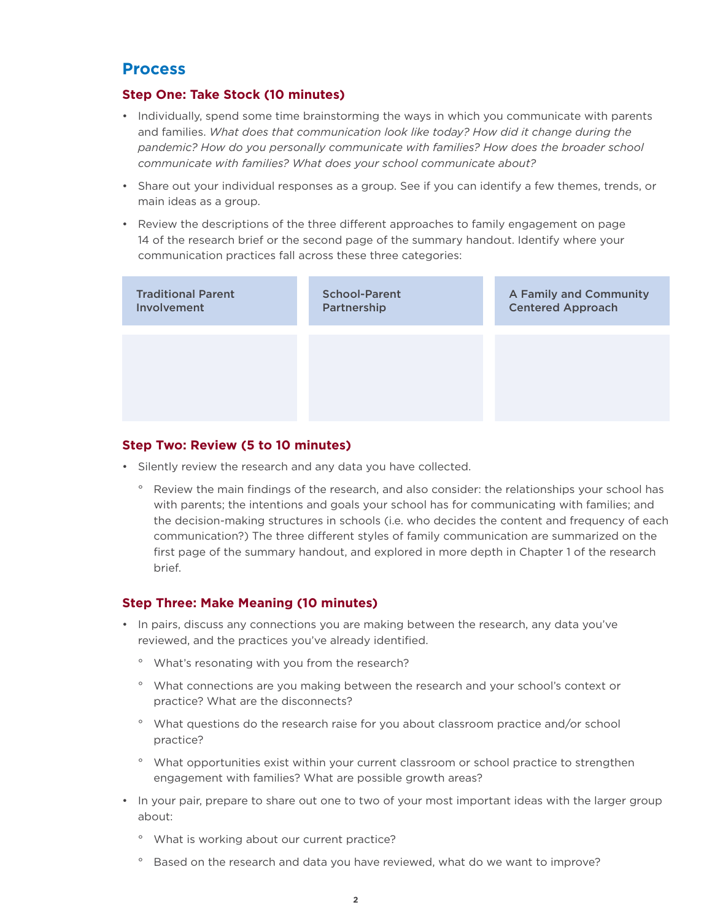## Process

### Step One: Take Stock (10 minutes)

- Individually, spend some time brainstorming the ways in which you communicate with parents and families. *What does that communication look like today? How did it change during the pandemic? How do you personally communicate with families? How does the broader school communicate with families? What does your school communicate about?*
- Share out your individual responses as a group. See if you can identify a few themes, trends, or main ideas as a group.
- Review the descriptions of the three different approaches to family engagement on page 14 of the research brief or the second page of the summary handout. Identify where your communication practices fall across these three categories:

| Traditional Parent Involvement | School-Parent Partnership | A Family and Community Centered Approach |
| --- | --- | --- |
| | | |

### Step Two: Review (5 to 10 minutes)

- Silently review the research and any data you have collected.
  - Review the main findings of the research, and also consider: the relationships your school has with parents; the intentions and goals your school has for communicating with families; and the decision-making structures in schools (i.e. who decides the content and frequency of each communication?) The three different styles of family communication are summarized on the first page of the summary handout, and explored in more depth in Chapter 1 of the research brief.

### Step Three: Make Meaning (10 minutes)

- In pairs, discuss any connections you are making between the research, any data you've reviewed, and the practices you've already identified.
  - What's resonating with you from the research?
  - What connections are you making between the research and your school's context or practice? What are the disconnects?
  - What questions do the research raise for you about classroom practice and/or school practice?
  - What opportunities exist within your current classroom or school practice to strengthen engagement with families? What are possible growth areas?
- In your pair, prepare to share out one to two of your most important ideas with the larger group about:
  - What is working about our current practice?
  - Based on the research and data you have reviewed, what do we want to improve?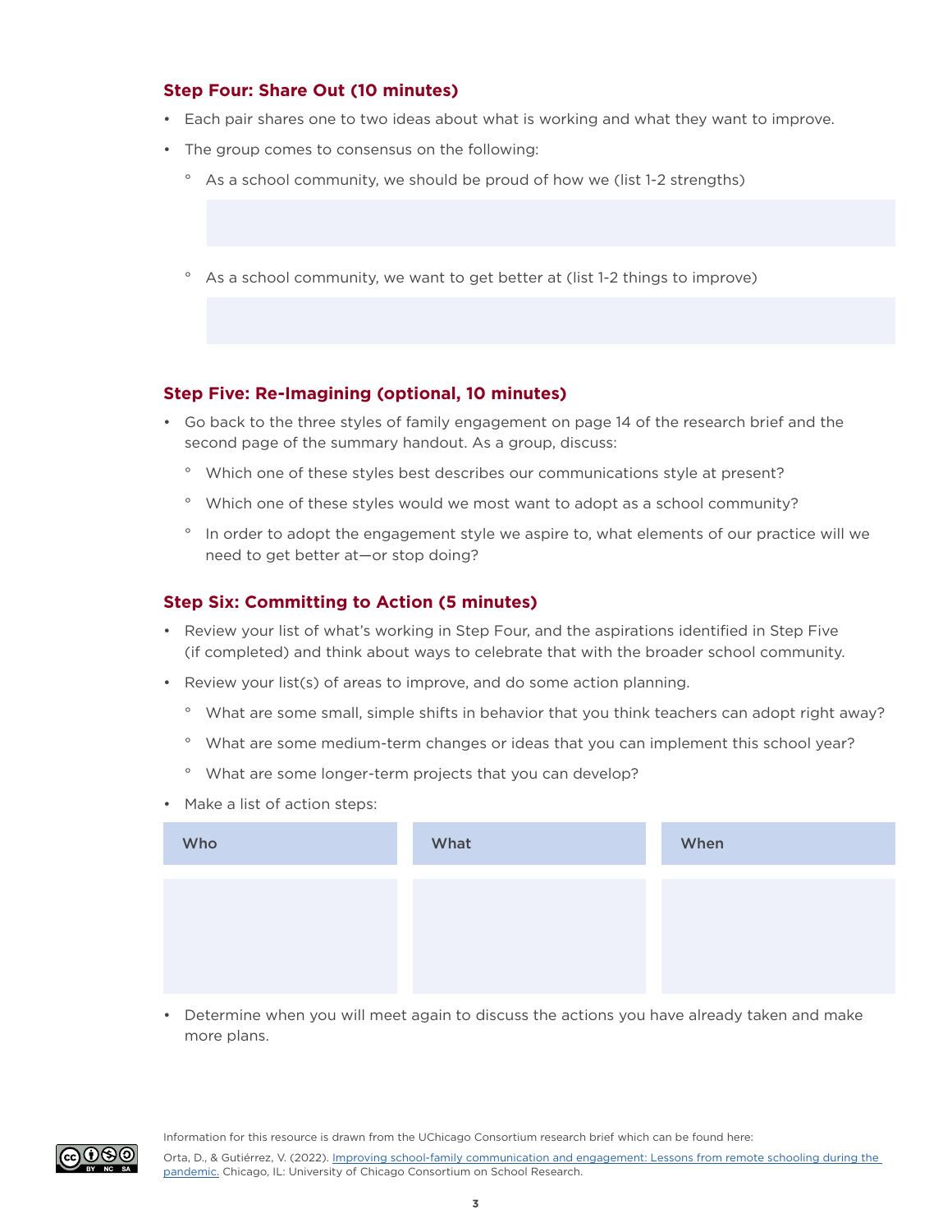### Step Four: Share Out (10 minutes)

- Each pair shares one to two ideas about what is working and what they want to improve.
- The group comes to consensus on the following:
  - As a school community, we should be proud of how we (list 1-2 strengths)
  - As a school community, we want to get better at (list 1-2 things to improve)

### Step Five: Re-Imagining (optional, 10 minutes)

- Go back to the three styles of family engagement on page 14 of the research brief and the second page of the summary handout. As a group, discuss:
  - Which one of these styles best describes our communications style at present?
  - Which one of these styles would we most want to adopt as a school community?
  - In order to adopt the engagement style we aspire to, what elements of our practice will we need to get better at—or stop doing?

### Step Six: Committing to Action (5 minutes)

- Review your list of what's working in Step Four, and the aspirations identified in Step Five (if completed) and think about ways to celebrate that with the broader school community.
- Review your list(s) of areas to improve, and do some action planning.
  - What are some small, simple shifts in behavior that you think teachers can adopt right away?
  - What are some medium-term changes or ideas that you can implement this school year?
  - What are some longer-term projects that you can develop?
- Make a list of action steps:

| Who | What | When |
|---|---|---|
| | | |

- Determine when you will meet again to discuss the actions you have already taken and make more plans.

Information for this resource is drawn from the UChicago Consortium research brief which can be found here:

Orta, D., & Gutiérrez, V. (2022). Improving school-family communication and engagement: Lessons from remote schooling during the pandemic. Chicago, IL: University of Chicago Consortium on School Research.